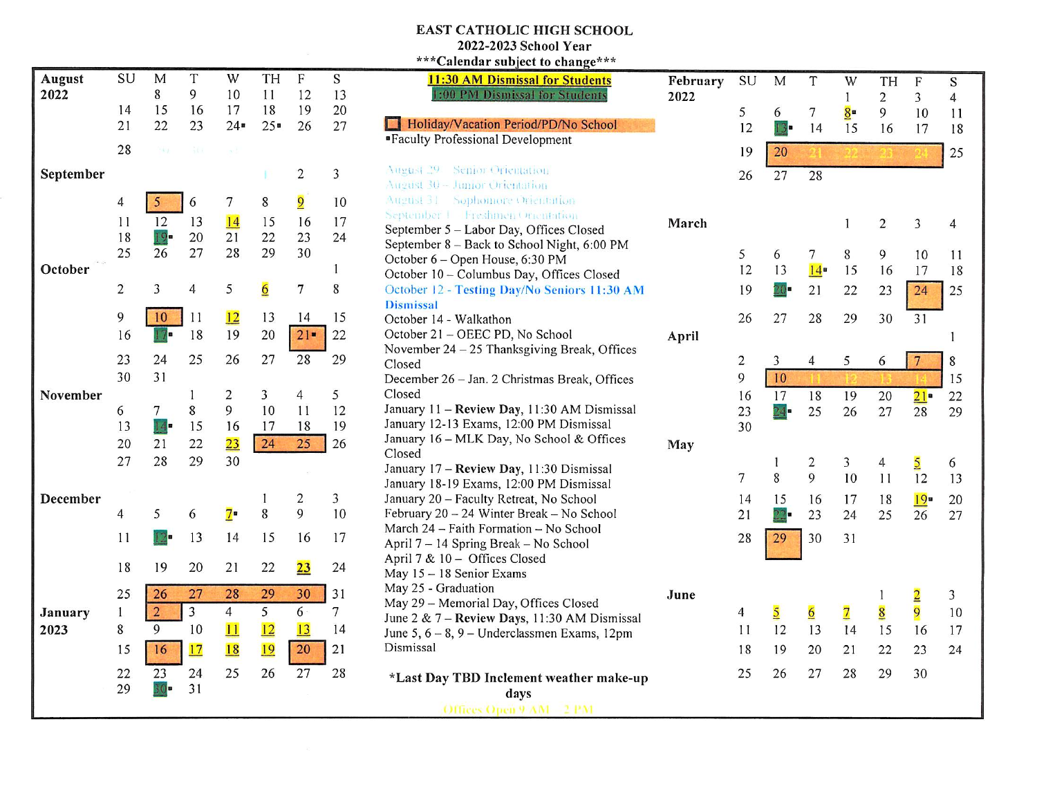# EAST CATHOLIC HIGH SCHOOL

## 2022-2023 School Year

***Calendar subject to change***

**August 2022**

| SU | M | T | W | TH | F | S |
|---|---|---|---|---|---|---|
| | 8 | 9 | 10 | 11 | 12 | 13 |
| 14 | 15 | 16 | 17 | 18 | 19 | 20 |
| 21 | 22 | 23 | 24▪ | 25▪ | 26 | 27 |
| 28 | 29 | 30 | 31 | | | |

**September**

| SU | M | T | W | TH | F | S |
|---|---|---|---|---|---|---|
| | | | | 1 | 2 | 3 |
| 4 | 5 | 6 | 7 | 8 | 9 | 10 |
| 11 | 12 | 13 | 14 | 15 | 16 | 17 |
| 18 | 19▪ | 20 | 21 | 22 | 23 | 24 |
| 25 | 26 | 27 | 28 | 29 | 30 | |

**October**

| SU | M | T | W | TH | F | S |
|---|---|---|---|---|---|---|
| | | | | | | 1 |
| 2 | 3 | 4 | 5 | 6 | 7 | 8 |
| 9 | 10 | 11 | 12 | 13 | 14 | 15 |
| 16 | 17▪ | 18 | 19 | 20 | 21▪ | 22 |
| 23 | 24 | 25 | 26 | 27 | 28 | 29 |
| 30 | 31 | | | | | |

**November**

| SU | M | T | W | TH | F | S |
|---|---|---|---|---|---|---|
| | | 1 | 2 | 3 | 4 | 5 |
| 6 | 7 | 8 | 9 | 10 | 11 | 12 |
| 13 | 14▪ | 15 | 16 | 17 | 18 | 19 |
| 20 | 21 | 22 | 23 | 24 | 25 | 26 |
| 27 | 28 | 29 | 30 | | | |

**December**

| SU | M | T | W | TH | F | S |
|---|---|---|---|---|---|---|
| | | | | 1 | 2 | 3 |
| 4 | 5 | 6 | 7▪ | 8 | 9 | 10 |
| 11 | 12▪ | 13 | 14 | 15 | 16 | 17 |
| 18 | 19 | 20 | 21 | 22 | 23 | 24 |
| 25 | 26 | 27 | 28 | 29 | 30 | 31 |

**January 2023**

| SU | M | T | W | TH | F | S |
|---|---|---|---|---|---|---|
| 1 | 2 | 3 | 4 | 5 | 6 | 7 |
| 8 | 9 | 10 | 11 | 12 | 13 | 14 |
| 15 | 16 | 17 | 18 | 19 | 20 | 21 |
| 22 | 23 | 24 | 25 | 26 | 27 | 28 |
| 29 | 30▪ | 31 | | | | |

**11:30 AM Dismissal for Students**

**1:00 PM Dismissal for Students**

Holiday/Vacation Period/PD/No School

▪Faculty Professional Development

August 29 – Senior Orientation
August 30 – Junior Orientation
August 31 – Sophomore Orientation
September 1 – Freshmen Orientation
September 5 – Labor Day, Offices Closed
September 8 – Back to School Night, 6:00 PM
October 6 – Open House, 6:30 PM
October 10 – Columbus Day, Offices Closed
October 12 - **Testing Day/No Seniors 11:30 AM Dismissal**
October 14 - Walkathon
October 21 – OEEC PD, No School
November 24 – 25 Thanksgiving Break, Offices Closed
December 26 – Jan. 2 Christmas Break, Offices Closed
January 11 – **Review Day**, 11:30 AM Dismissal
January 12-13 Exams, 12:00 PM Dismissal
January 16 – MLK Day, No School & Offices Closed
January 17 – **Review Day**, 11:30 Dismissal
January 18-19 Exams, 12:00 PM Dismissal
January 20 – Faculty Retreat, No School
February 20 – 24 Winter Break – No School
March 24 – Faith Formation – No School
April 7 – 14 Spring Break – No School
April 7 & 10 – Offices Closed
May 15 – 18 Senior Exams
May 25 - Graduation
May 29 – Memorial Day, Offices Closed
June 2 & 7 – **Review Days**, 11:30 AM Dismissal
June 5, 6 – 8, 9 – Underclassmen Exams, 12pm Dismissal

***Last Day TBD Inclement weather make-up days**

Offices Open 9 AM – 2 PM

**February 2022**

| SU | M | T | W | TH | F | S |
|---|---|---|---|---|---|---|
| | | | 1 | 2 | 3 | 4 |
| 5 | 6 | 7 | 8▪ | 9 | 10 | 11 |
| 12 | 13▪ | 14 | 15 | 16 | 17 | 18 |
| 19 | 20 | 21 | 22 | 23 | 24 | 25 |
| 26 | 27 | 28 | | | | |

**March**

| SU | M | T | W | TH | F | S |
|---|---|---|---|---|---|---|
| | | | 1 | 2 | 3 | 4 |
| 5 | 6 | 7 | 8 | 9 | 10 | 11 |
| 12 | 13 | 14▪ | 15 | 16 | 17 | 18 |
| 19 | 20▪ | 21 | 22 | 23 | 24 | 25 |
| 26 | 27 | 28 | 29 | 30 | 31 | |

**April**

| SU | M | T | W | TH | F | S |
|---|---|---|---|---|---|---|
| | | | | | | 1 |
| 2 | 3 | 4 | 5 | 6 | 7 | 8 |
| 9 | 10 | 11 | 12 | 13 | 14 | 15 |
| 16 | 17 | 18 | 19 | 20 | 21▪ | 22 |
| 23 | 24▪ | 25 | 26 | 27 | 28 | 29 |
| 30 | | | | | | |

**May**

| SU | M | T | W | TH | F | S |
|---|---|---|---|---|---|---|
| | 1 | 2 | 3 | 4 | 5 | 6 |
| 7 | 8 | 9 | 10 | 11 | 12 | 13 |
| 14 | 15 | 16 | 17 | 18 | 19▪ | 20 |
| 21 | 22▪ | 23 | 24 | 25 | 26 | 27 |
| 28 | 29 | 30 | 31 | | | |

**June**

| SU | M | T | W | TH | F | S |
|---|---|---|---|---|---|---|
| | | | | 1 | 2 | 3 |
| 4 | 5 | 6 | 7 | 8 | 9 | 10 |
| 11 | 12 | 13 | 14 | 15 | 16 | 17 |
| 18 | 19 | 20 | 21 | 22 | 23 | 24 |
| 25 | 26 | 27 | 28 | 29 | 30 | |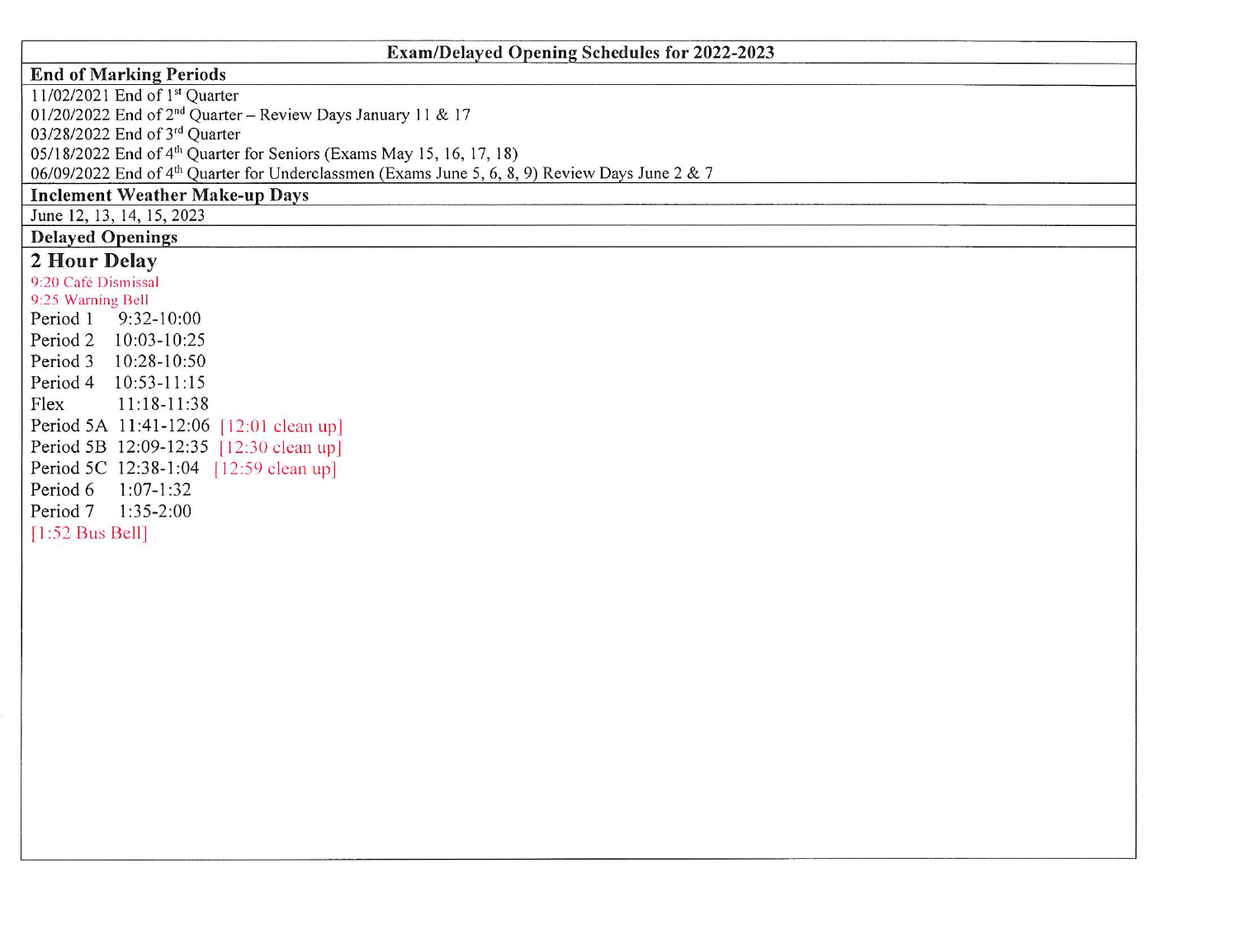## Exam/Delayed Opening Schedules for 2022-2023

### End of Marking Periods

11/02/2021 End of 1st Quarter
01/20/2022 End of 2nd Quarter – Review Days January 11 & 17
03/28/2022 End of 3rd Quarter
05/18/2022 End of 4th Quarter for Seniors (Exams May 15, 16, 17, 18)
06/09/2022 End of 4th Quarter for Underclassmen (Exams June 5, 6, 8, 9) Review Days June 2 & 7

### Inclement Weather Make-up Days

June 12, 13, 14, 15, 2023

### Delayed Openings

#### 2 Hour Delay

9:20 Café Dismissal
9:25 Warning Bell

Period 1 9:32-10:00
Period 2 10:03-10:25
Period 3 10:28-10:50
Period 4 10:53-11:15
Flex 11:18-11:38
Period 5A 11:41-12:06 [12:01 clean up]
Period 5B 12:09-12:35 [12:30 clean up]
Period 5C 12:38-1:04 [12:59 clean up]
Period 6 1:07-1:32
Period 7 1:35-2:00
[1:52 Bus Bell]